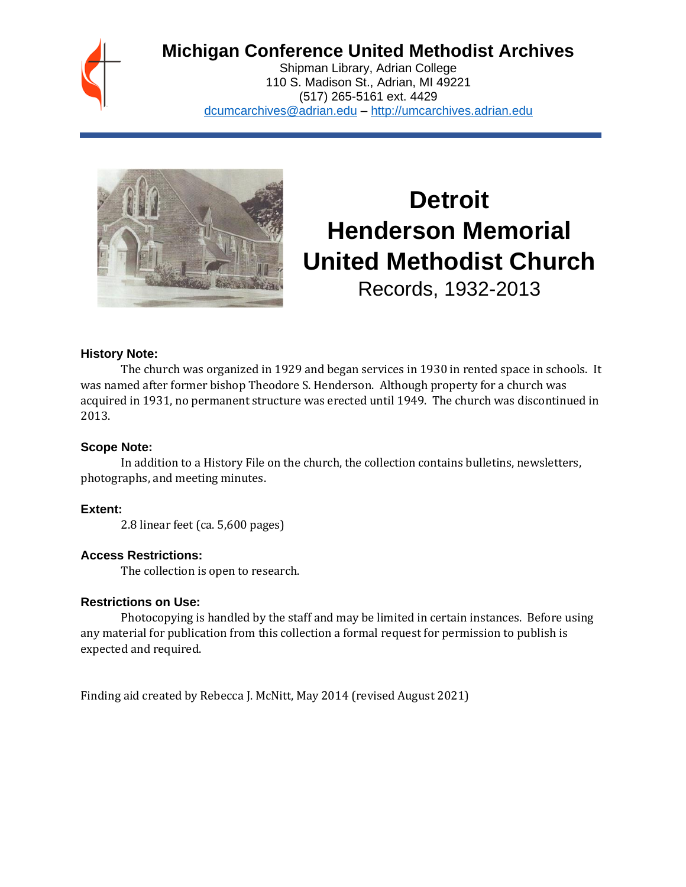# Michigan Conference United Methodist Archives

Shipman Library, Adrian College
110 S. Madison St., Adrian, MI 49221
(517) 265-5161 ext. 4429
dcumcarchives@adrian.edu – http://umcarchives.adrian.edu

# Detroit Henderson Memorial United Methodist Church

Records, 1932-2013

### History Note:

The church was organized in 1929 and began services in 1930 in rented space in schools. It was named after former bishop Theodore S. Henderson. Although property for a church was acquired in 1931, no permanent structure was erected until 1949. The church was discontinued in 2013.

### Scope Note:

In addition to a History File on the church, the collection contains bulletins, newsletters, photographs, and meeting minutes.

### Extent:

2.8 linear feet (ca. 5,600 pages)

### Access Restrictions:

The collection is open to research.

### Restrictions on Use:

Photocopying is handled by the staff and may be limited in certain instances. Before using any material for publication from this collection a formal request for permission to publish is expected and required.

Finding aid created by Rebecca J. McNitt, May 2014 (revised August 2021)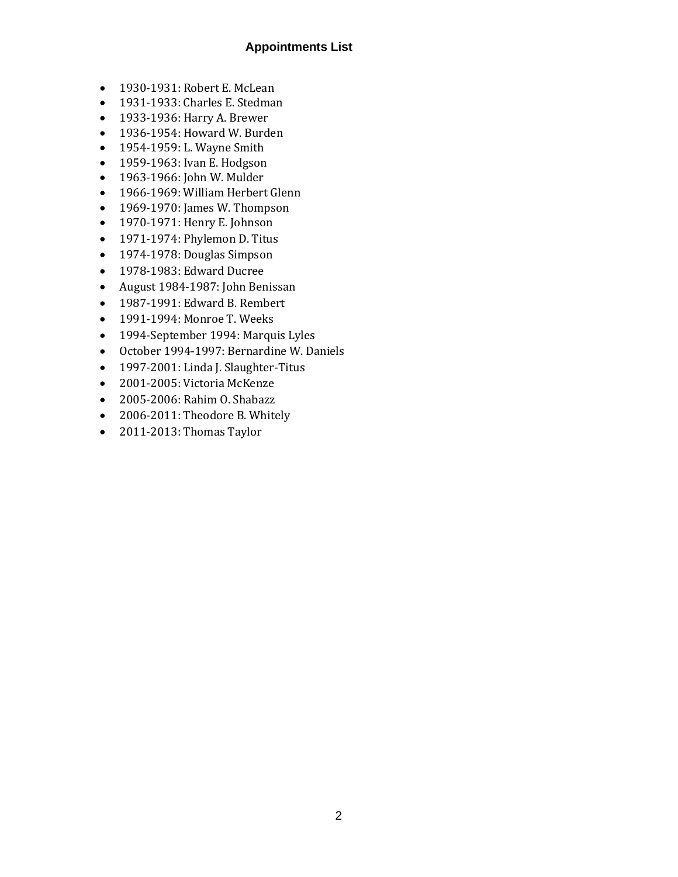## Appointments List

- 1930-1931: Robert E. McLean
- 1931-1933: Charles E. Stedman
- 1933-1936: Harry A. Brewer
- 1936-1954: Howard W. Burden
- 1954-1959: L. Wayne Smith
- 1959-1963: Ivan E. Hodgson
- 1963-1966: John W. Mulder
- 1966-1969: William Herbert Glenn
- 1969-1970: James W. Thompson
- 1970-1971: Henry E. Johnson
- 1971-1974: Phylemon D. Titus
- 1974-1978: Douglas Simpson
- 1978-1983: Edward Ducree
- August 1984-1987: John Benissan
- 1987-1991: Edward B. Rembert
- 1991-1994: Monroe T. Weeks
- 1994-September 1994: Marquis Lyles
- October 1994-1997: Bernardine W. Daniels
- 1997-2001: Linda J. Slaughter-Titus
- 2001-2005: Victoria McKenze
- 2005-2006: Rahim O. Shabazz
- 2006-2011: Theodore B. Whitely
- 2011-2013: Thomas Taylor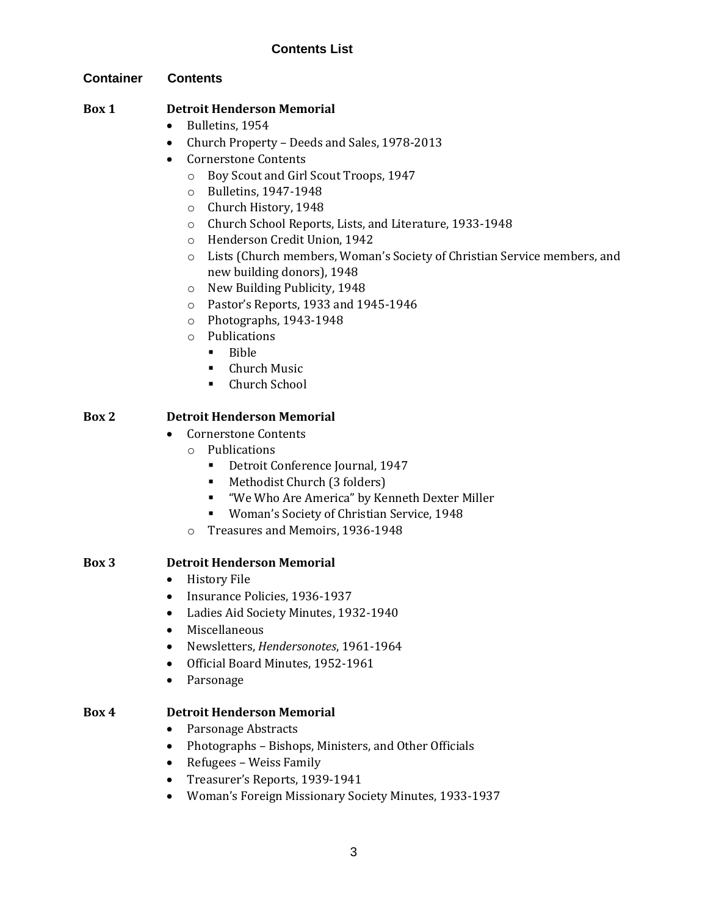## Contents List

**Container** | **Contents**

**Box 1** **Detroit Henderson Memorial**

- Bulletins, 1954
- Church Property – Deeds and Sales, 1978-2013
- Cornerstone Contents
  - Boy Scout and Girl Scout Troops, 1947
  - Bulletins, 1947-1948
  - Church History, 1948
  - Church School Reports, Lists, and Literature, 1933-1948
  - Henderson Credit Union, 1942
  - Lists (Church members, Woman's Society of Christian Service members, and new building donors), 1948
  - New Building Publicity, 1948
  - Pastor's Reports, 1933 and 1945-1946
  - Photographs, 1943-1948
  - Publications
    - Bible
    - Church Music
    - Church School

**Box 2** **Detroit Henderson Memorial**

- Cornerstone Contents
  - Publications
    - Detroit Conference Journal, 1947
    - Methodist Church (3 folders)
    - "We Who Are America" by Kenneth Dexter Miller
    - Woman's Society of Christian Service, 1948
  - Treasures and Memoirs, 1936-1948

**Box 3** **Detroit Henderson Memorial**

- History File
- Insurance Policies, 1936-1937
- Ladies Aid Society Minutes, 1932-1940
- Miscellaneous
- Newsletters, *Hendersonotes*, 1961-1964
- Official Board Minutes, 1952-1961
- Parsonage

**Box 4** **Detroit Henderson Memorial**

- Parsonage Abstracts
- Photographs – Bishops, Ministers, and Other Officials
- Refugees – Weiss Family
- Treasurer's Reports, 1939-1941
- Woman's Foreign Missionary Society Minutes, 1933-1937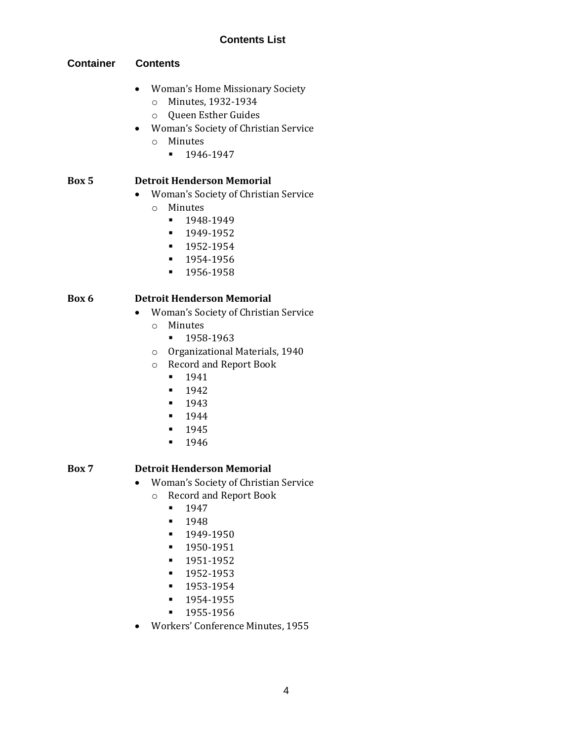## Contents List

**Container** **Contents**

- Woman's Home Missionary Society
  - Minutes, 1932-1934
  - Queen Esther Guides
- Woman's Society of Christian Service
  - Minutes
    - 1946-1947

**Box 5** **Detroit Henderson Memorial**

- Woman's Society of Christian Service
  - Minutes
    - 1948-1949
    - 1949-1952
    - 1952-1954
    - 1954-1956
    - 1956-1958

**Box 6** **Detroit Henderson Memorial**

- Woman's Society of Christian Service
  - Minutes
    - 1958-1963
  - Organizational Materials, 1940
  - Record and Report Book
    - 1941
    - 1942
    - 1943
    - 1944
    - 1945
    - 1946

**Box 7** **Detroit Henderson Memorial**

- Woman's Society of Christian Service
  - Record and Report Book
    - 1947
    - 1948
    - 1949-1950
    - 1950-1951
    - 1951-1952
    - 1952-1953
    - 1953-1954
    - 1954-1955
    - 1955-1956
- Workers' Conference Minutes, 1955